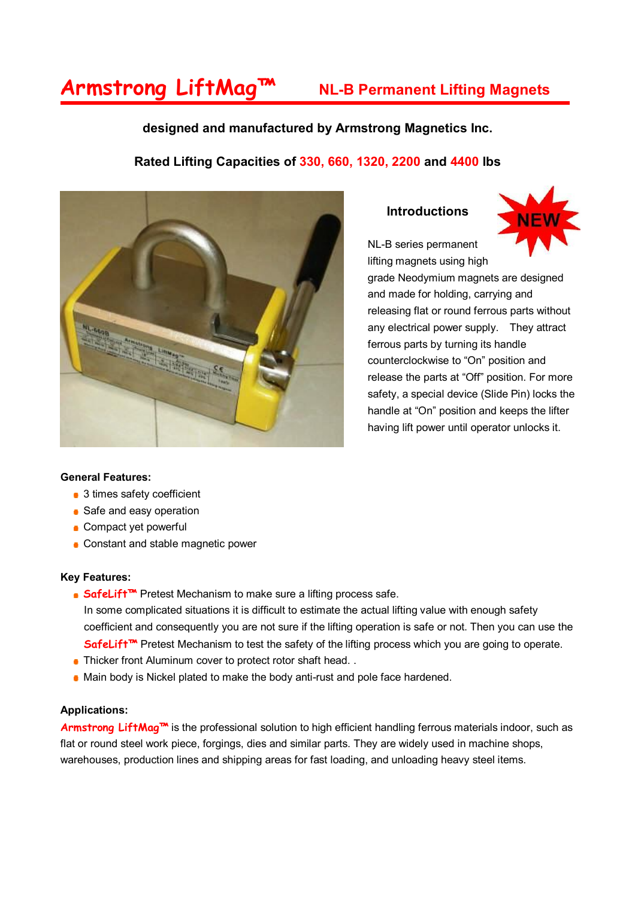# Armstrong LiftMag™ NL-B Permanent Lifting Magnets

**designed and manufactured by Armstrong Magnetics Inc.**

**Rated Lifting Capacities of 330, 660, 1320, 2200 and 4400 lbs**

### Introductions

NEW

NL-B series permanent lifting magnets using high grade Neodymium magnets are designed and made for holding, carrying and releasing flat or round ferrous parts without any electrical power supply. They attract ferrous parts by turning its handle counterclockwise to "On" position and release the parts at "Off" position. For more safety, a special device (Slide Pin) locks the handle at "On" position and keeps the lifter having lift power until operator unlocks it.

**General Features:**

- 3 times safety coefficient
- Safe and easy operation
- Compact yet powerful
- Constant and stable magnetic power

**Key Features:**

- **SafeLift™** Pretest Mechanism to make sure a lifting process safe.
  In some complicated situations it is difficult to estimate the actual lifting value with enough safety coefficient and consequently you are not sure if the lifting operation is safe or not. Then you can use the **SafeLift™** Pretest Mechanism to test the safety of the lifting process which you are going to operate.
- Thicker front Aluminum cover to protect rotor shaft head. .
- Main body is Nickel plated to make the body anti-rust and pole face hardened.

**Applications:**

**Armstrong LiftMag™** is the professional solution to high efficient handling ferrous materials indoor, such as flat or round steel work piece, forgings, dies and similar parts. They are widely used in machine shops, warehouses, production lines and shipping areas for fast loading, and unloading heavy steel items.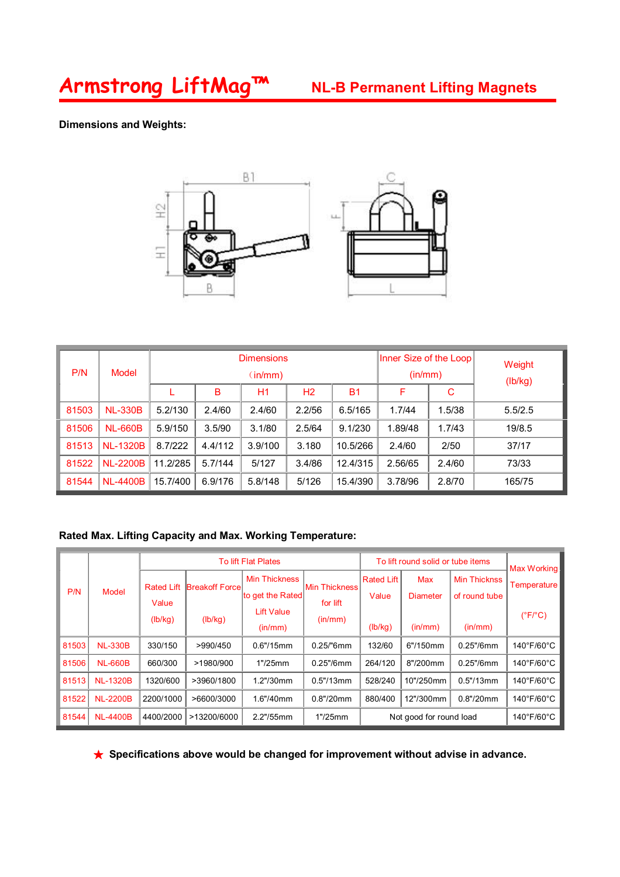# Armstrong LiftMag™ NL-B Permanent Lifting Magnets

**Dimensions and Weights:**

B1
H2
H1
B
C
F
L

| P/N | Model | Dimensions (in/mm) | | | | | Inner Size of the Loop (in/mm) | | Weight (lb/kg) |
|---|---|---|---|---|---|---|---|---|---|
| | | L | B | H1 | H2 | B1 | F | C | |
| 81503 | NL-330B | 5.2/130 | 2.4/60 | 2.4/60 | 2.2/56 | 6.5/165 | 1.7/44 | 1.5/38 | 5.5/2.5 |
| 81506 | NL-660B | 5.9/150 | 3.5/90 | 3.1/80 | 2.5/64 | 9.1/230 | 1.89/48 | 1.7/43 | 19/8.5 |
| 81513 | NL-1320B | 8.7/222 | 4.4/112 | 3.9/100 | 3.180 | 10.5/266 | 2.4/60 | 2/50 | 37/17 |
| 81522 | NL-2200B | 11.2/285 | 5.7/144 | 5/127 | 3.4/86 | 12.4/315 | 2.56/65 | 2.4/60 | 73/33 |
| 81544 | NL-4400B | 15.7/400 | 6.9/176 | 5.8/148 | 5/126 | 15.4/390 | 3.78/96 | 2.8/70 | 165/75 |

**Rated Max. Lifting Capacity and Max. Working Temperature:**

| P/N | Model | To lift Flat Plates | | | | To lift round solid or tube items | | | Max Working Temperature (°F/°C) |
|---|---|---|---|---|---|---|---|---|---|
| | | Rated Lift Value (lb/kg) | Breakoff Force (lb/kg) | Min Thickness to get the Rated Lift Value (in/mm) | Min Thickness for lift (in/mm) | Rated Lift Value (lb/kg) | Max Diameter (in/mm) | Min Thicknss of round tube (in/mm) | |
| 81503 | NL-330B | 330/150 | >990/450 | 0.6"/15mm | 0.25"/6mm | 132/60 | 6"/150mm | 0.25"/6mm | 140°F/60°C |
| 81506 | NL-660B | 660/300 | >1980/900 | 1"/25mm | 0.25"/6mm | 264/120 | 8"/200mm | 0.25"/6mm | 140°F/60°C |
| 81513 | NL-1320B | 1320/600 | >3960/1800 | 1.2"/30mm | 0.5"/13mm | 528/240 | 10"/250mm | 0.5"/13mm | 140°F/60°C |
| 81522 | NL-2200B | 2200/1000 | >6600/3000 | 1.6"/40mm | 0.8"/20mm | 880/400 | 12"/300mm | 0.8"/20mm | 140°F/60°C |
| 81544 | NL-4400B | 4400/2000 | >13200/6000 | 2.2"/55mm | 1"/25mm | Not good for round load | | | 140°F/60°C |

★ **Specifications above would be changed for improvement without advise in advance.**